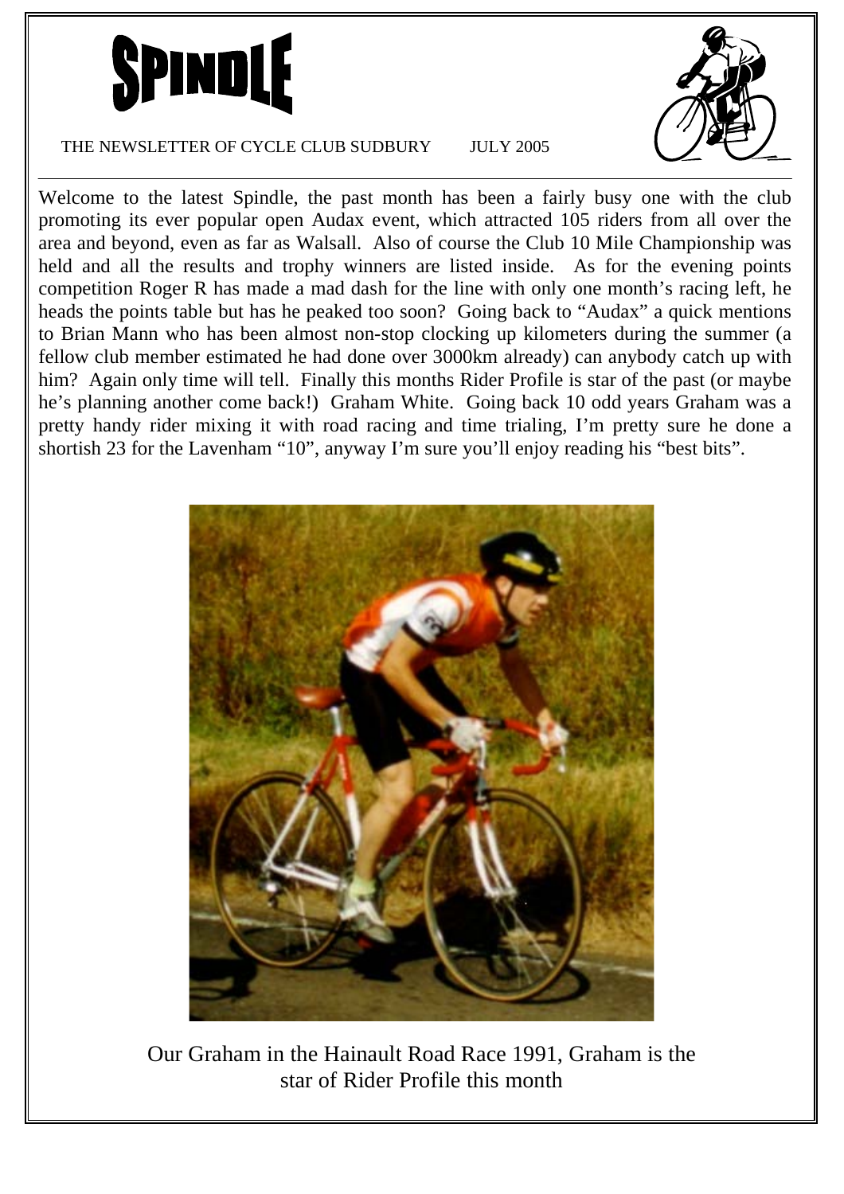# SPINDLE

THE NEWSLETTER OF CYCLE CLUB SUDBURY JULY 2005

Welcome to the latest Spindle, the past month has been a fairly busy one with the club promoting its ever popular open Audax event, which attracted 105 riders from all over the area and beyond, even as far as Walsall. Also of course the Club 10 Mile Championship was held and all the results and trophy winners are listed inside. As for the evening points competition Roger R has made a mad dash for the line with only one month's racing left, he heads the points table but has he peaked too soon? Going back to "Audax" a quick mentions to Brian Mann who has been almost non-stop clocking up kilometers during the summer (a fellow club member estimated he had done over 3000km already) can anybody catch up with him? Again only time will tell. Finally this months Rider Profile is star of the past (or maybe he's planning another come back!) Graham White. Going back 10 odd years Graham was a pretty handy rider mixing it with road racing and time trialing, I'm pretty sure he done a shortish 23 for the Lavenham "10", anyway I'm sure you'll enjoy reading his "best bits".

Our Graham in the Hainault Road Race 1991, Graham is the star of Rider Profile this month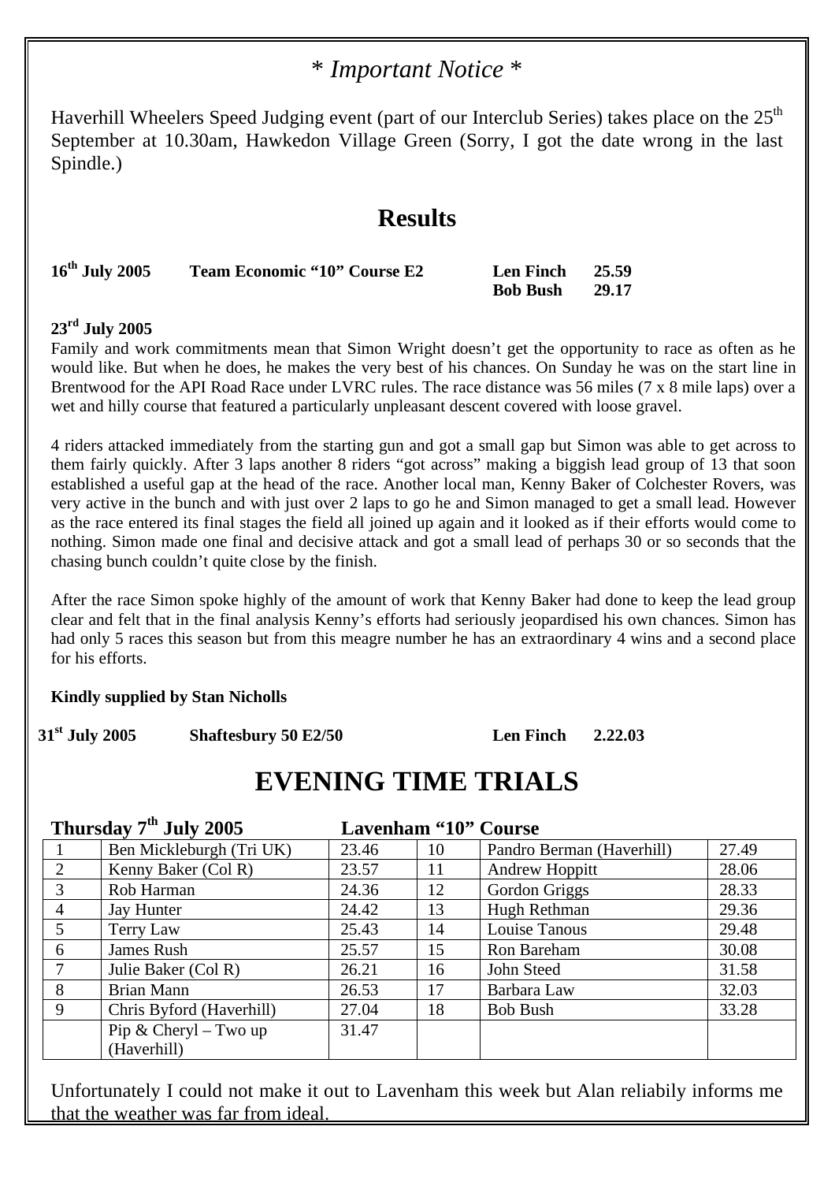## *\* Important Notice \**

Haverhill Wheelers Speed Judging event (part of our Interclub Series) takes place on the 25th September at 10.30am, Hawkedon Village Green (Sorry, I got the date wrong in the last Spindle.)

# Results

| | | | |
|---|---|---|---|
| **16th July 2005** | **Team Economic "10" Course E2** | **Len Finch** | **25.59** |
| | | **Bob Bush** | **29.17** |

**23rd July 2005**

Family and work commitments mean that Simon Wright doesn't get the opportunity to race as often as he would like. But when he does, he makes the very best of his chances. On Sunday he was on the start line in Brentwood for the API Road Race under LVRC rules. The race distance was 56 miles (7 x 8 mile laps) over a wet and hilly course that featured a particularly unpleasant descent covered with loose gravel.

4 riders attacked immediately from the starting gun and got a small gap but Simon was able to get across to them fairly quickly. After 3 laps another 8 riders "got across" making a biggish lead group of 13 that soon established a useful gap at the head of the race. Another local man, Kenny Baker of Colchester Rovers, was very active in the bunch and with just over 2 laps to go he and Simon managed to get a small lead. However as the race entered its final stages the field all joined up again and it looked as if their efforts would come to nothing. Simon made one final and decisive attack and got a small lead of perhaps 30 or so seconds that the chasing bunch couldn't quite close by the finish.

After the race Simon spoke highly of the amount of work that Kenny Baker had done to keep the lead group clear and felt that in the final analysis Kenny's efforts had seriously jeopardised his own chances. Simon has had only 5 races this season but from this meagre number he has an extraordinary 4 wins and a second place for his efforts.

**Kindly supplied by Stan Nicholls**

| | | | |
|---|---|---|---|
| **31st July 2005** | **Shaftesbury 50 E2/50** | **Len Finch** | **2.22.03** |

# EVENING TIME TRIALS

**Thursday 7th July 2005** **Lavenham "10" Course**

| | | | | | |
|---|---|---|---|---|---|
| 1 | Ben Mickleburgh (Tri UK) | 23.46 | 10 | Pandro Berman (Haverhill) | 27.49 |
| 2 | Kenny Baker (Col R) | 23.57 | 11 | Andrew Hoppitt | 28.06 |
| 3 | Rob Harman | 24.36 | 12 | Gordon Griggs | 28.33 |
| 4 | Jay Hunter | 24.42 | 13 | Hugh Rethman | 29.36 |
| 5 | Terry Law | 25.43 | 14 | Louise Tanous | 29.48 |
| 6 | James Rush | 25.57 | 15 | Ron Bareham | 30.08 |
| 7 | Julie Baker (Col R) | 26.21 | 16 | John Steed | 31.58 |
| 8 | Brian Mann | 26.53 | 17 | Barbara Law | 32.03 |
| 9 | Chris Byford (Haverhill) | 27.04 | 18 | Bob Bush | 33.28 |
| | Pip & Cheryl – Two up (Haverhill) | 31.47 | | | |

Unfortunately I could not make it out to Lavenham this week but Alan reliabily informs me that the weather was far from ideal.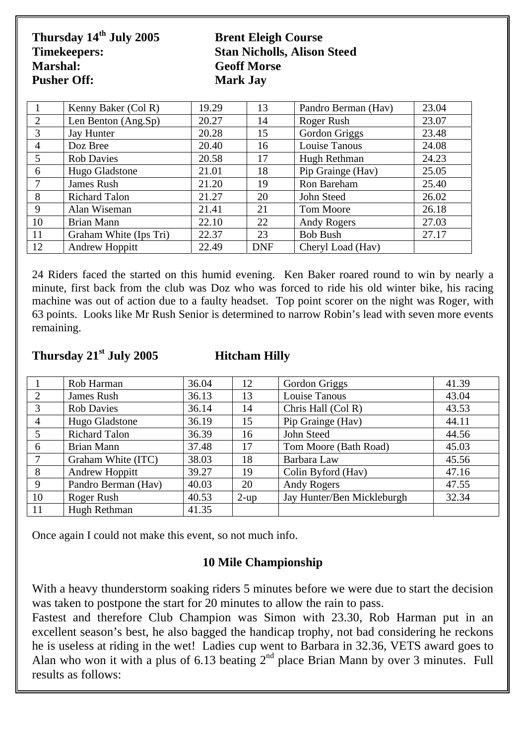**Thursday 14th July 2005** **Brent Eleigh Course**
**Timekeepers:** **Stan Nicholls, Alison Steed**
**Marshal:** **Geoff Morse**
**Pusher Off:** **Mark Jay**

| | | | | | |
|---|---|---|---|---|---|
| 1 | Kenny Baker (Col R) | 19.29 | 13 | Pandro Berman (Hav) | 23.04 |
| 2 | Len Benton (Ang.Sp) | 20.27 | 14 | Roger Rush | 23.07 |
| 3 | Jay Hunter | 20.28 | 15 | Gordon Griggs | 23.48 |
| 4 | Doz Bree | 20.40 | 16 | Louise Tanous | 24.08 |
| 5 | Rob Davies | 20.58 | 17 | Hugh Rethman | 24.23 |
| 6 | Hugo Gladstone | 21.01 | 18 | Pip Grainge (Hav) | 25.05 |
| 7 | James Rush | 21.20 | 19 | Ron Bareham | 25.40 |
| 8 | Richard Talon | 21.27 | 20 | John Steed | 26.02 |
| 9 | Alan Wiseman | 21.41 | 21 | Tom Moore | 26.18 |
| 10 | Brian Mann | 22.10 | 22 | Andy Rogers | 27.03 |
| 11 | Graham White (Ips Tri) | 22.37 | 23 | Bob Bush | 27.17 |
| 12 | Andrew Hoppitt | 22.49 | DNF | Cheryl Load (Hav) | |

24 Riders faced the started on this humid evening. Ken Baker roared round to win by nearly a minute, first back from the club was Doz who was forced to ride his old winter bike, his racing machine was out of action due to a faulty headset. Top point scorer on the night was Roger, with 63 points. Looks like Mr Rush Senior is determined to narrow Robin's lead with seven more events remaining.

**Thursday 21st July 2005** **Hitcham Hilly**

| | | | | | |
|---|---|---|---|---|---|
| 1 | Rob Harman | 36.04 | 12 | Gordon Griggs | 41.39 |
| 2 | James Rush | 36.13 | 13 | Louise Tanous | 43.04 |
| 3 | Rob Davies | 36.14 | 14 | Chris Hall (Col R) | 43.53 |
| 4 | Hugo Gladstone | 36.19 | 15 | Pip Grainge (Hav) | 44.11 |
| 5 | Richard Talon | 36.39 | 16 | John Steed | 44.56 |
| 6 | Brian Mann | 37.48 | 17 | Tom Moore (Bath Road) | 45.03 |
| 7 | Graham White (ITC) | 38.03 | 18 | Barbara Law | 45.56 |
| 8 | Andrew Hoppitt | 39.27 | 19 | Colin Byford (Hav) | 47.16 |
| 9 | Pandro Berman (Hav) | 40.03 | 20 | Andy Rogers | 47.55 |
| 10 | Roger Rush | 40.53 | 2-up | Jay Hunter/Ben Mickleburgh | 32.34 |
| 11 | Hugh Rethman | 41.35 | | | |

Once again I could not make this event, so not much info.

## 10 Mile Championship

With a heavy thunderstorm soaking riders 5 minutes before we were due to start the decision was taken to postpone the start for 20 minutes to allow the rain to pass.
Fastest and therefore Club Champion was Simon with 23.30, Rob Harman put in an excellent season's best, he also bagged the handicap trophy, not bad considering he reckons he is useless at riding in the wet! Ladies cup went to Barbara in 32.36, VETS award goes to Alan who won it with a plus of 6.13 beating 2nd place Brian Mann by over 3 minutes. Full results as follows: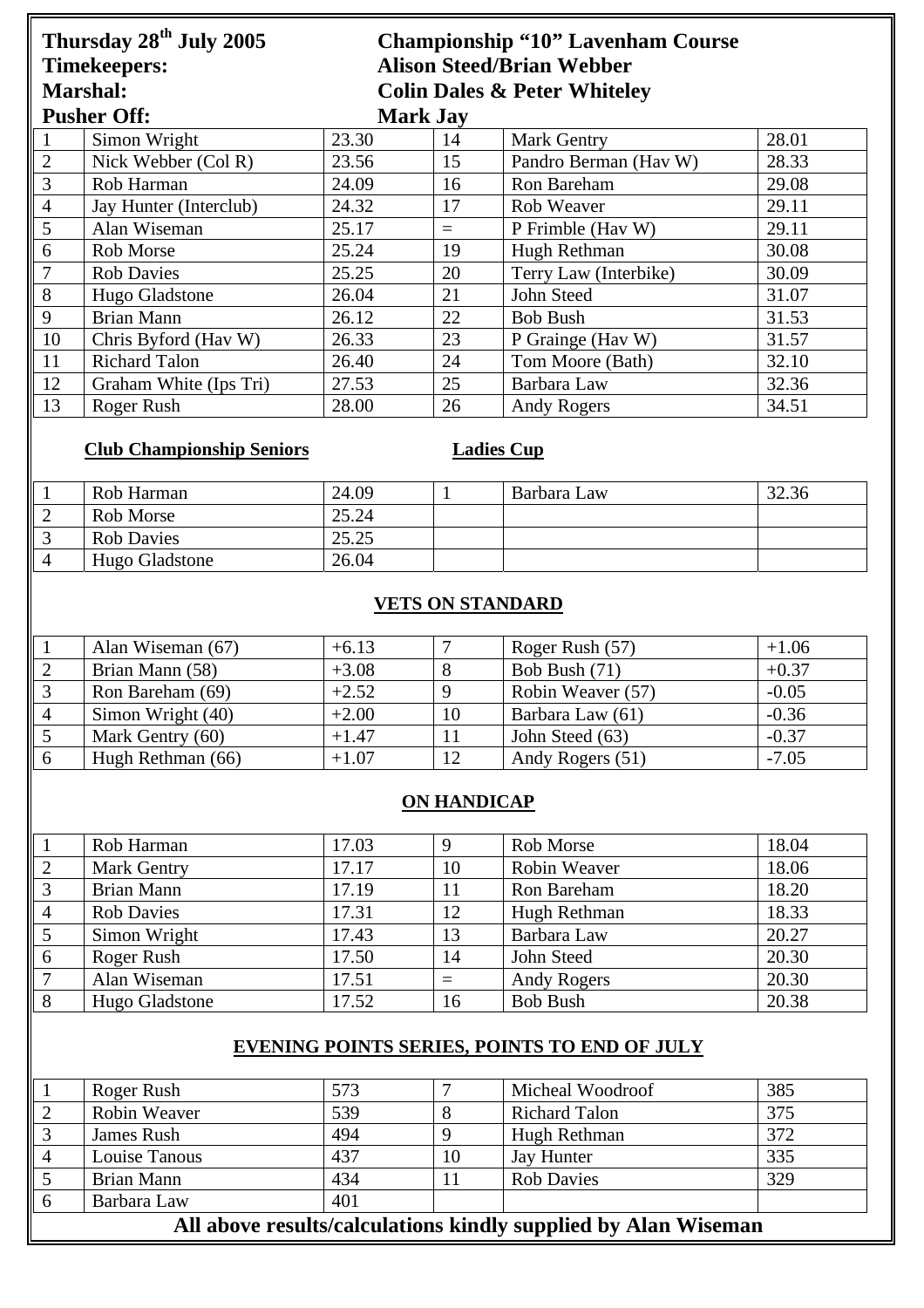**Thursday 28th July 2005** — **Championship "10" Lavenham Course**

**Timekeepers:** **Alison Steed/Brian Webber**

**Marshal:** **Colin Dales & Peter Whiteley**

**Pusher Off:** **Mark Jay**

| | | | | | |
|---|---|---|---|---|---|
| 1 | Simon Wright | 23.30 | 14 | Mark Gentry | 28.01 |
| 2 | Nick Webber (Col R) | 23.56 | 15 | Pandro Berman (Hav W) | 28.33 |
| 3 | Rob Harman | 24.09 | 16 | Ron Bareham | 29.08 |
| 4 | Jay Hunter (Interclub) | 24.32 | 17 | Rob Weaver | 29.11 |
| 5 | Alan Wiseman | 25.17 | = | P Frimble (Hav W) | 29.11 |
| 6 | Rob Morse | 25.24 | 19 | Hugh Rethman | 30.08 |
| 7 | Rob Davies | 25.25 | 20 | Terry Law (Interbike) | 30.09 |
| 8 | Hugo Gladstone | 26.04 | 21 | John Steed | 31.07 |
| 9 | Brian Mann | 26.12 | 22 | Bob Bush | 31.53 |
| 10 | Chris Byford (Hav W) | 26.33 | 23 | P Grainge (Hav W) | 31.57 |
| 11 | Richard Talon | 26.40 | 24 | Tom Moore (Bath) | 32.10 |
| 12 | Graham White (Ips Tri) | 27.53 | 25 | Barbara Law | 32.36 |
| 13 | Roger Rush | 28.00 | 26 | Andy Rogers | 34.51 |

**Club Championship Seniors** — **Ladies Cup**

| | | | | | |
|---|---|---|---|---|---|
| 1 | Rob Harman | 24.09 | 1 | Barbara Law | 32.36 |
| 2 | Rob Morse | 25.24 | | | |
| 3 | Rob Davies | 25.25 | | | |
| 4 | Hugo Gladstone | 26.04 | | | |

## VETS ON STANDARD

| | | | | | |
|---|---|---|---|---|---|
| 1 | Alan Wiseman (67) | +6.13 | 7 | Roger Rush (57) | +1.06 |
| 2 | Brian Mann (58) | +3.08 | 8 | Bob Bush (71) | +0.37 |
| 3 | Ron Bareham (69) | +2.52 | 9 | Robin Weaver (57) | -0.05 |
| 4 | Simon Wright (40) | +2.00 | 10 | Barbara Law (61) | -0.36 |
| 5 | Mark Gentry (60) | +1.47 | 11 | John Steed (63) | -0.37 |
| 6 | Hugh Rethman (66) | +1.07 | 12 | Andy Rogers (51) | -7.05 |

## ON HANDICAP

| | | | | | |
|---|---|---|---|---|---|
| 1 | Rob Harman | 17.03 | 9 | Rob Morse | 18.04 |
| 2 | Mark Gentry | 17.17 | 10 | Robin Weaver | 18.06 |
| 3 | Brian Mann | 17.19 | 11 | Ron Bareham | 18.20 |
| 4 | Rob Davies | 17.31 | 12 | Hugh Rethman | 18.33 |
| 5 | Simon Wright | 17.43 | 13 | Barbara Law | 20.27 |
| 6 | Roger Rush | 17.50 | 14 | John Steed | 20.30 |
| 7 | Alan Wiseman | 17.51 | = | Andy Rogers | 20.30 |
| 8 | Hugo Gladstone | 17.52 | 16 | Bob Bush | 20.38 |

## EVENING POINTS SERIES, POINTS TO END OF JULY

| | | | | | |
|---|---|---|---|---|---|
| 1 | Roger Rush | 573 | 7 | Micheal Woodroof | 385 |
| 2 | Robin Weaver | 539 | 8 | Richard Talon | 375 |
| 3 | James Rush | 494 | 9 | Hugh Rethman | 372 |
| 4 | Louise Tanous | 437 | 10 | Jay Hunter | 335 |
| 5 | Brian Mann | 434 | 11 | Rob Davies | 329 |
| 6 | Barbara Law | 401 | | | |

**All above results/calculations kindly supplied by Alan Wiseman**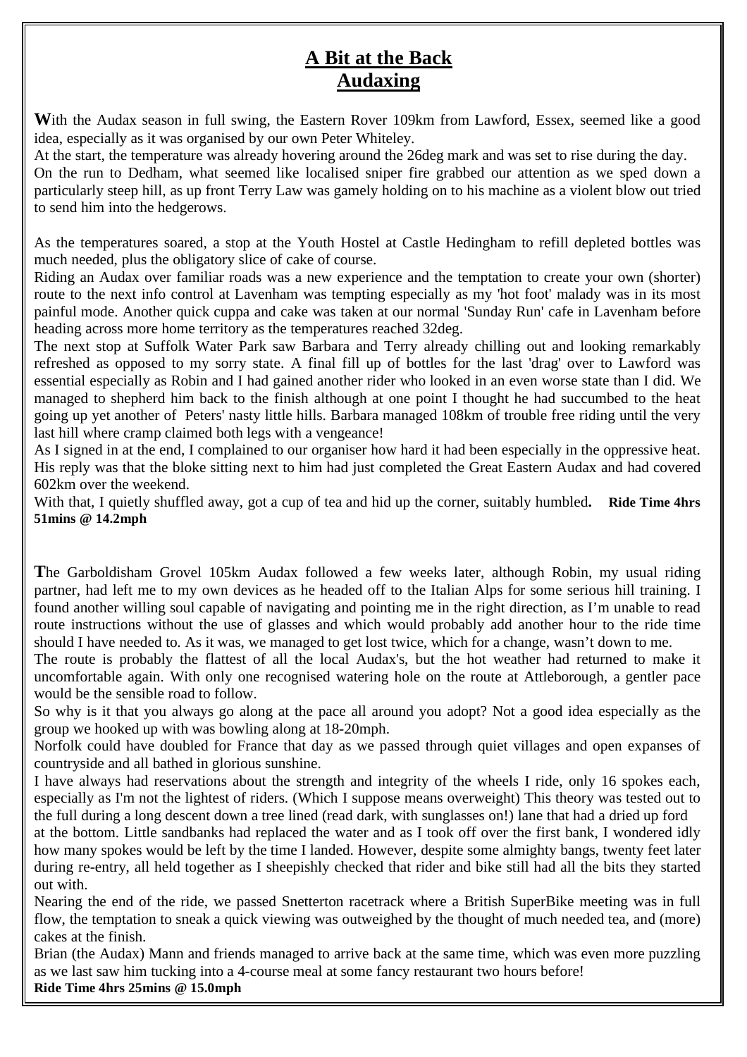# A Bit at the Back
## Audaxing

**W**ith the Audax season in full swing, the Eastern Rover 109km from Lawford, Essex, seemed like a good idea, especially as it was organised by our own Peter Whiteley.

At the start, the temperature was already hovering around the 26deg mark and was set to rise during the day.

On the run to Dedham, what seemed like localised sniper fire grabbed our attention as we sped down a particularly steep hill, as up front Terry Law was gamely holding on to his machine as a violent blow out tried to send him into the hedgerows.

As the temperatures soared, a stop at the Youth Hostel at Castle Hedingham to refill depleted bottles was much needed, plus the obligatory slice of cake of course.

Riding an Audax over familiar roads was a new experience and the temptation to create your own (shorter) route to the next info control at Lavenham was tempting especially as my 'hot foot' malady was in its most painful mode. Another quick cuppa and cake was taken at our normal 'Sunday Run' cafe in Lavenham before heading across more home territory as the temperatures reached 32deg.

The next stop at Suffolk Water Park saw Barbara and Terry already chilling out and looking remarkably refreshed as opposed to my sorry state. A final fill up of bottles for the last 'drag' over to Lawford was essential especially as Robin and I had gained another rider who looked in an even worse state than I did. We managed to shepherd him back to the finish although at one point I thought he had succumbed to the heat going up yet another of Peters' nasty little hills. Barbara managed 108km of trouble free riding until the very last hill where cramp claimed both legs with a vengeance!

As I signed in at the end, I complained to our organiser how hard it had been especially in the oppressive heat. His reply was that the bloke sitting next to him had just completed the Great Eastern Audax and had covered 602km over the weekend.

With that, I quietly shuffled away, got a cup of tea and hid up the corner, suitably humbled**. Ride Time 4hrs 51mins @ 14.2mph**

**T**he Garboldisham Grovel 105km Audax followed a few weeks later, although Robin, my usual riding partner, had left me to my own devices as he headed off to the Italian Alps for some serious hill training. I found another willing soul capable of navigating and pointing me in the right direction, as I'm unable to read route instructions without the use of glasses and which would probably add another hour to the ride time should I have needed to. As it was, we managed to get lost twice, which for a change, wasn't down to me.

The route is probably the flattest of all the local Audax's, but the hot weather had returned to make it uncomfortable again. With only one recognised watering hole on the route at Attleborough, a gentler pace would be the sensible road to follow.

So why is it that you always go along at the pace all around you adopt? Not a good idea especially as the group we hooked up with was bowling along at 18-20mph.

Norfolk could have doubled for France that day as we passed through quiet villages and open expanses of countryside and all bathed in glorious sunshine.

I have always had reservations about the strength and integrity of the wheels I ride, only 16 spokes each, especially as I'm not the lightest of riders. (Which I suppose means overweight) This theory was tested out to the full during a long descent down a tree lined (read dark, with sunglasses on!) lane that had a dried up ford at the bottom. Little sandbanks had replaced the water and as I took off over the first bank, I wondered idly how many spokes would be left by the time I landed. However, despite some almighty bangs, twenty feet later during re-entry, all held together as I sheepishly checked that rider and bike still had all the bits they started out with.

Nearing the end of the ride, we passed Snetterton racetrack where a British SuperBike meeting was in full flow, the temptation to sneak a quick viewing was outweighed by the thought of much needed tea, and (more) cakes at the finish.

Brian (the Audax) Mann and friends managed to arrive back at the same time, which was even more puzzling as we last saw him tucking into a 4-course meal at some fancy restaurant two hours before!

**Ride Time 4hrs 25mins @ 15.0mph**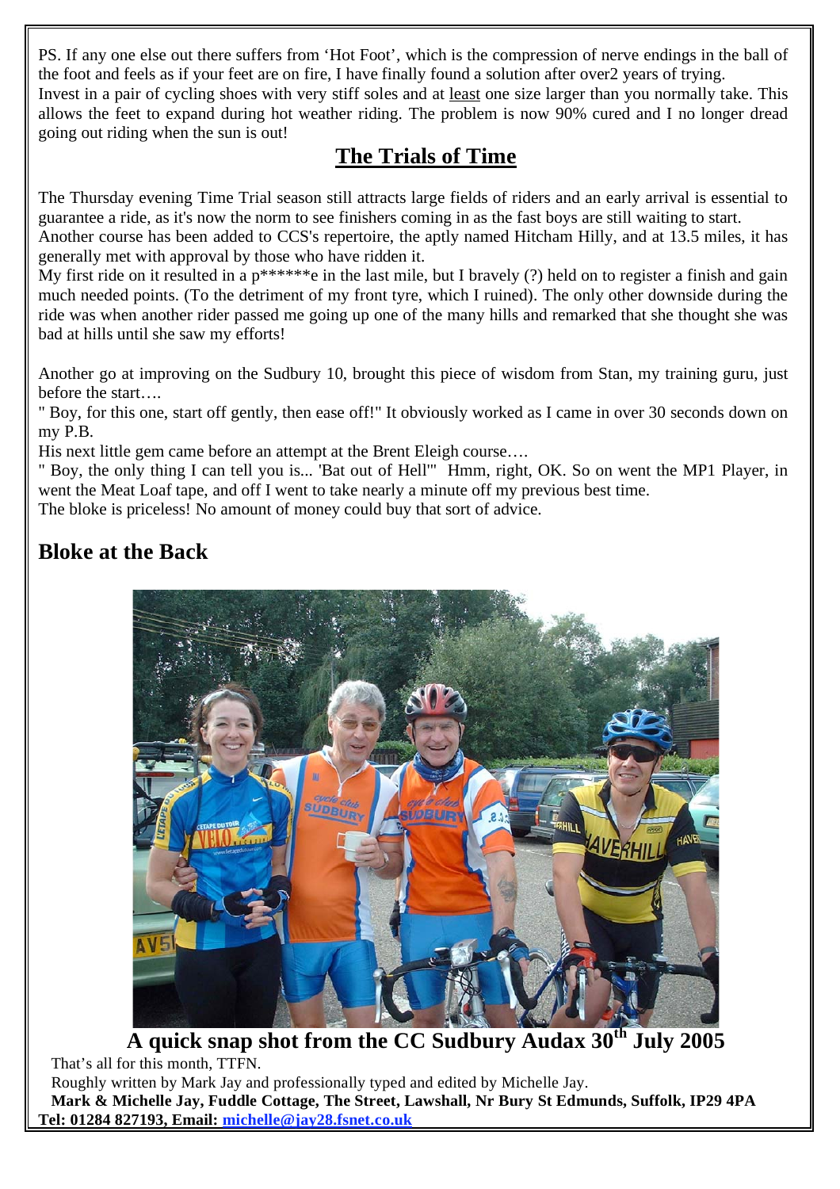PS. If any one else out there suffers from 'Hot Foot', which is the compression of nerve endings in the ball of the foot and feels as if your feet are on fire, I have finally found a solution after over2 years of trying.
Invest in a pair of cycling shoes with very stiff soles and at least one size larger than you normally take. This allows the feet to expand during hot weather riding. The problem is now 90% cured and I no longer dread going out riding when the sun is out!

## The Trials of Time

The Thursday evening Time Trial season still attracts large fields of riders and an early arrival is essential to guarantee a ride, as it's now the norm to see finishers coming in as the fast boys are still waiting to start.
Another course has been added to CCS's repertoire, the aptly named Hitcham Hilly, and at 13.5 miles, it has generally met with approval by those who have ridden it.
My first ride on it resulted in a p******e in the last mile, but I bravely (?) held on to register a finish and gain much needed points. (To the detriment of my front tyre, which I ruined). The only other downside during the ride was when another rider passed me going up one of the many hills and remarked that she thought she was bad at hills until she saw my efforts!

Another go at improving on the Sudbury 10, brought this piece of wisdom from Stan, my training guru, just before the start….
" Boy, for this one, start off gently, then ease off!" It obviously worked as I came in over 30 seconds down on my P.B.
His next little gem came before an attempt at the Brent Eleigh course….
" Boy, the only thing I can tell you is... 'Bat out of Hell'" Hmm, right, OK. So on went the MP1 Player, in went the Meat Loaf tape, and off I went to take nearly a minute off my previous best time.
The bloke is priceless! No amount of money could buy that sort of advice.

## Bloke at the Back

**A quick snap shot from the CC Sudbury Audax 30th July 2005**

That's all for this month, TTFN.
Roughly written by Mark Jay and professionally typed and edited by Michelle Jay.
**Mark & Michelle Jay, Fuddle Cottage, The Street, Lawshall, Nr Bury St Edmunds, Suffolk, IP29 4PA**
**Tel: 01284 827193, Email: michelle@jay28.fsnet.co.uk**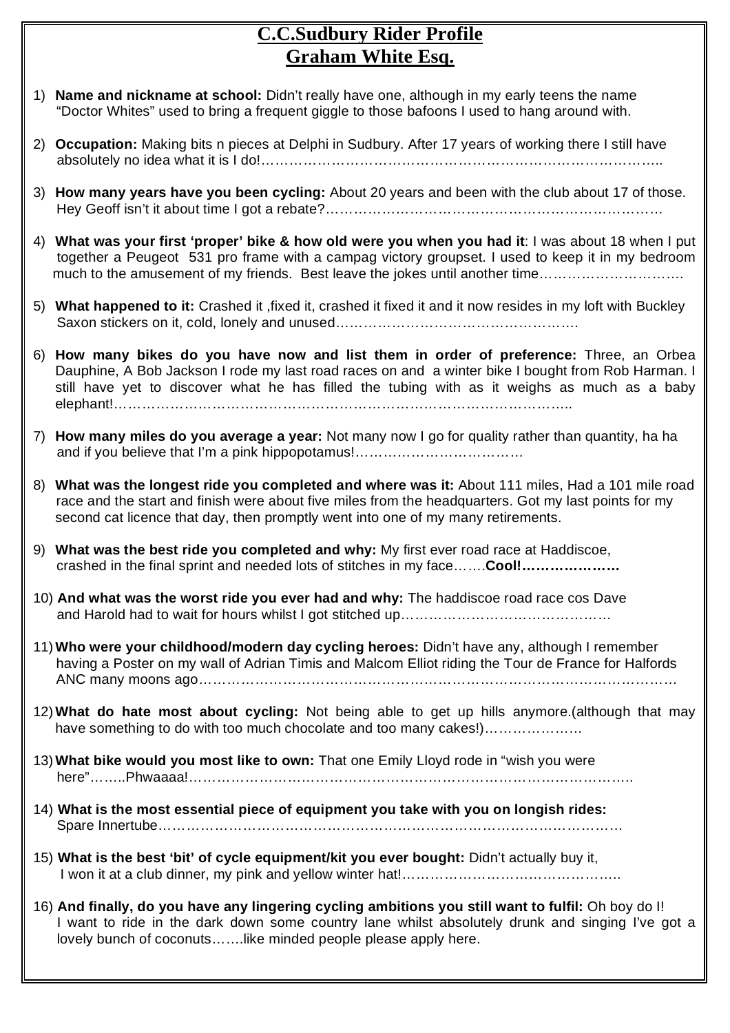# C.C.Sudbury Rider Profile
# Graham White Esq.

1) **Name and nickname at school:** Didn't really have one, although in my early teens the name "Doctor Whites" used to bring a frequent giggle to those bafoons I used to hang around with.

2) **Occupation:** Making bits n pieces at Delphi in Sudbury. After 17 years of working there I still have absolutely no idea what it is I do!……………………………………………………………………………..

3) **How many years have you been cycling:** About 20 years and been with the club about 17 of those. Hey Geoff isn't it about time I got a rebate?………………………………………………………………

4) **What was your first 'proper' bike & how old were you when you had it**: I was about 18 when I put together a Peugeot 531 pro frame with a campag victory groupset. I used to keep it in my bedroom much to the amusement of my friends. Best leave the jokes until another time………………………….

5) **What happened to it:** Crashed it ,fixed it, crashed it fixed it and it now resides in my loft with Buckley Saxon stickers on it, cold, lonely and unused…………………………………………….

6) **How many bikes do you have now and list them in order of preference:** Three, an Orbea Dauphine, A Bob Jackson I rode my last road races on and a winter bike I bought from Rob Harman. I still have yet to discover what he has filled the tubing with as it weighs as much as a baby elephant!…………………………………………………………………………………..

7) **How many miles do you average a year:** Not many now I go for quality rather than quantity, ha ha and if you believe that I'm a pink hippopotamus!………………………………

8) **What was the longest ride you completed and where was it:** About 111 miles, Had a 101 mile road race and the start and finish were about five miles from the headquarters. Got my last points for my second cat licence that day, then promptly went into one of my many retirements.

9) **What was the best ride you completed and why:** My first ever road race at Haddiscoe, crashed in the final sprint and needed lots of stitches in my face…….**Cool!…………………**

10) **And what was the worst ride you ever had and why:** The haddiscoe road race cos Dave and Harold had to wait for hours whilst I got stitched up………………………………………

11) **Who were your childhood/modern day cycling heroes:** Didn't have any, although I remember having a Poster on my wall of Adrian Timis and Malcom Elliot riding the Tour de France for Halfords ANC many moons ago…………………………………………………………………………………………

12) **What do hate most about cycling:** Not being able to get up hills anymore.(although that may have something to do with too much chocolate and too many cakes!)…………………

13) **What bike would you most like to own:** That one Emily Lloyd rode in "wish you were here"……..Phwaaaa!…………………………………………………………………………………..

14) **What is the most essential piece of equipment you take with you on longish rides:** Spare Innertube…………………………………………………………………………………………

15) **What is the best 'bit' of cycle equipment/kit you ever bought:** Didn't actually buy it, I won it at a club dinner, my pink and yellow winter hat!………………………………………..

16) **And finally, do you have any lingering cycling ambitions you still want to fulfil:** Oh boy do I! I want to ride in the dark down some country lane whilst absolutely drunk and singing I've got a lovely bunch of coconuts…….like minded people please apply here.